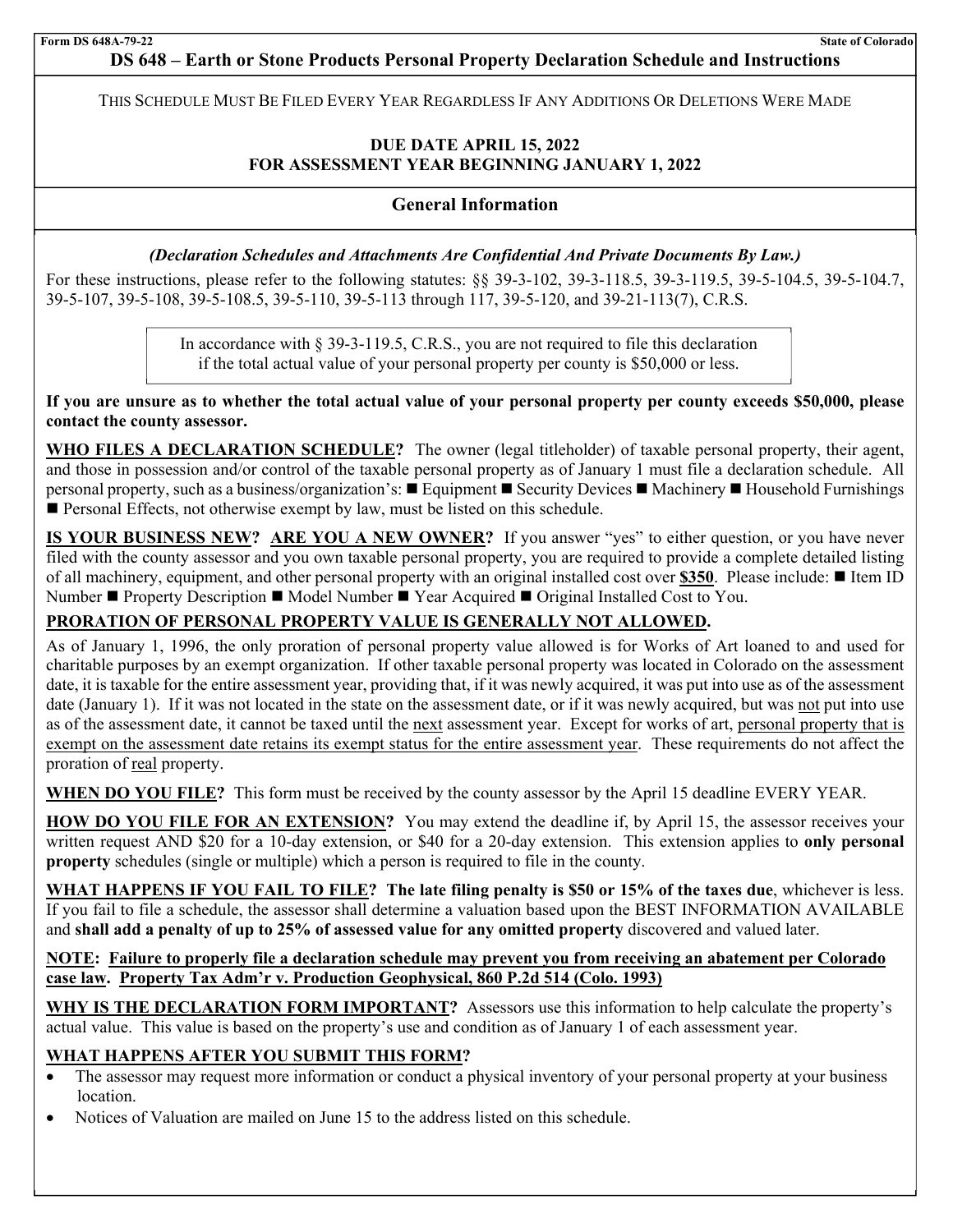Form DS 648A-79-22 State of Colorado

# DS 648 – Earth or Stone Products Personal Property Declaration Schedule and Instructions

THIS SCHEDULE MUST BE FILED EVERY YEAR REGARDLESS IF ANY ADDITIONS OR DELETIONS WERE MADE

**DUE DATE APRIL 15, 2022**
**FOR ASSESSMENT YEAR BEGINNING JANUARY 1, 2022**

## General Information

***(Declaration Schedules and Attachments Are Confidential And Private Documents By Law.)***

For these instructions, please refer to the following statutes: §§ 39-3-102, 39-3-118.5, 39-3-119.5, 39-5-104.5, 39-5-104.7, 39-5-107, 39-5-108, 39-5-108.5, 39-5-110, 39-5-113 through 117, 39-5-120, and 39-21-113(7), C.R.S.

> In accordance with § 39-3-119.5, C.R.S., you are not required to file this declaration if the total actual value of your personal property per county is $50,000 or less.

**If you are unsure as to whether the total actual value of your personal property per county exceeds $50,000, please contact the county assessor.**

**WHO FILES A DECLARATION SCHEDULE?** The owner (legal titleholder) of taxable personal property, their agent, and those in possession and/or control of the taxable personal property as of January 1 must file a declaration schedule. All personal property, such as a business/organization's: ■ Equipment ■ Security Devices ■ Machinery ■ Household Furnishings ■ Personal Effects, not otherwise exempt by law, must be listed on this schedule.

**IS YOUR BUSINESS NEW? ARE YOU A NEW OWNER?** If you answer "yes" to either question, or you have never filed with the county assessor and you own taxable personal property, you are required to provide a complete detailed listing of all machinery, equipment, and other personal property with an original installed cost over **$350**. Please include: ■ Item ID Number ■ Property Description ■ Model Number ■ Year Acquired ■ Original Installed Cost to You.

**PRORATION OF PERSONAL PROPERTY VALUE IS GENERALLY NOT ALLOWED.**

As of January 1, 1996, the only proration of personal property value allowed is for Works of Art loaned to and used for charitable purposes by an exempt organization. If other taxable personal property was located in Colorado on the assessment date, it is taxable for the entire assessment year, providing that, if it was newly acquired, it was put into use as of the assessment date (January 1). If it was not located in the state on the assessment date, or if it was newly acquired, but was not put into use as of the assessment date, it cannot be taxed until the next assessment year. Except for works of art, personal property that is exempt on the assessment date retains its exempt status for the entire assessment year. These requirements do not affect the proration of real property.

**WHEN DO YOU FILE?** This form must be received by the county assessor by the April 15 deadline EVERY YEAR.

**HOW DO YOU FILE FOR AN EXTENSION?** You may extend the deadline if, by April 15, the assessor receives your written request AND $20 for a 10-day extension, or $40 for a 20-day extension. This extension applies to **only personal property** schedules (single or multiple) which a person is required to file in the county.

**WHAT HAPPENS IF YOU FAIL TO FILE? The late filing penalty is $50 or 15% of the taxes due**, whichever is less. If you fail to file a schedule, the assessor shall determine a valuation based upon the BEST INFORMATION AVAILABLE and **shall add a penalty of up to 25% of assessed value for any omitted property** discovered and valued later.

**NOTE: Failure to properly file a declaration schedule may prevent you from receiving an abatement per Colorado case law. Property Tax Adm'r v. Production Geophysical, 860 P.2d 514 (Colo. 1993)**

**WHY IS THE DECLARATION FORM IMPORTANT?** Assessors use this information to help calculate the property's actual value. This value is based on the property's use and condition as of January 1 of each assessment year.

**WHAT HAPPENS AFTER YOU SUBMIT THIS FORM?**

- The assessor may request more information or conduct a physical inventory of your personal property at your business location.
- Notices of Valuation are mailed on June 15 to the address listed on this schedule.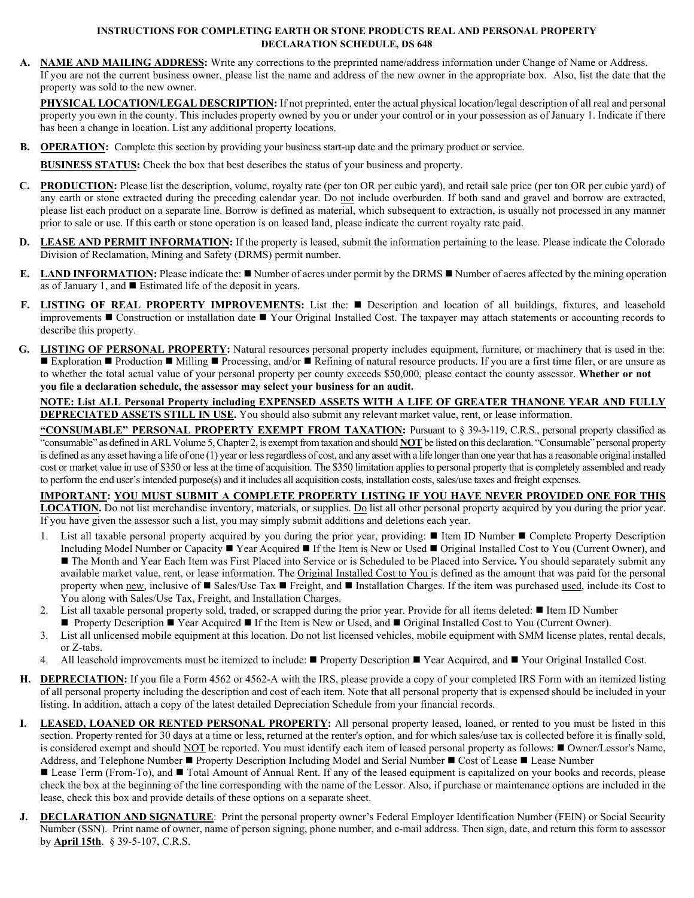# INSTRUCTIONS FOR COMPLETING EARTH OR STONE PRODUCTS REAL AND PERSONAL PROPERTY DECLARATION SCHEDULE, DS 648

**A. NAME AND MAILING ADDRESS:** Write any corrections to the preprinted name/address information under Change of Name or Address. If you are not the current business owner, please list the name and address of the new owner in the appropriate box. Also, list the date that the property was sold to the new owner.

**PHYSICAL LOCATION/LEGAL DESCRIPTION:** If not preprinted, enter the actual physical location/legal description of all real and personal property you own in the county. This includes property owned by you or under your control or in your possession as of January 1. Indicate if there has been a change in location. List any additional property locations.

**B. OPERATION:** Complete this section by providing your business start-up date and the primary product or service.

**BUSINESS STATUS:** Check the box that best describes the status of your business and property.

**C. PRODUCTION:** Please list the description, volume, royalty rate (per ton OR per cubic yard), and retail sale price (per ton OR per cubic yard) of any earth or stone extracted during the preceding calendar year. Do not include overburden. If both sand and gravel and borrow are extracted, please list each product on a separate line. Borrow is defined as material, which subsequent to extraction, is usually not processed in any manner prior to sale or use. If this earth or stone operation is on leased land, please indicate the current royalty rate paid.

**D. LEASE AND PERMIT INFORMATION:** If the property is leased, submit the information pertaining to the lease. Please indicate the Colorado Division of Reclamation, Mining and Safety (DRMS) permit number.

**E. LAND INFORMATION:** Please indicate the: ■ Number of acres under permit by the DRMS ■ Number of acres affected by the mining operation as of January 1, and ■ Estimated life of the deposit in years.

**F. LISTING OF REAL PROPERTY IMPROVEMENTS:** List the: ■ Description and location of all buildings, fixtures, and leasehold improvements ■ Construction or installation date ■ Your Original Installed Cost. The taxpayer may attach statements or accounting records to describe this property.

**G. LISTING OF PERSONAL PROPERTY:** Natural resources personal property includes equipment, furniture, or machinery that is used in the: ■ Exploration ■ Production ■ Milling ■ Processing, and/or ■ Refining of natural resource products. If you are a first time filer, or are unsure as to whether the total actual value of your personal property per county exceeds $50,000, please contact the county assessor. **Whether or not you file a declaration schedule, the assessor may select your business for an audit.**

**NOTE: List ALL Personal Property including EXPENSED ASSETS WITH A LIFE OF GREATER THANONE YEAR AND FULLY DEPRECIATED ASSETS STILL IN USE.** You should also submit any relevant market value, rent, or lease information.

**"CONSUMABLE" PERSONAL PROPERTY EXEMPT FROM TAXATION:** Pursuant to § 39-3-119, C.R.S., personal property classified as "consumable" as defined in ARL Volume 5, Chapter 2, is exempt from taxation and should **NOT** be listed on this declaration. "Consumable" personal property is defined as any asset having a life of one (1) year or less regardless of cost, and any asset with a life longer than one year that has a reasonable original installed cost or market value in use of $350 or less at the time of acquisition. The $350 limitation applies to personal property that is completely assembled and ready to perform the end user's intended purpose(s) and it includes all acquisition costs, installation costs, sales/use taxes and freight expenses.

**IMPORTANT: YOU MUST SUBMIT A COMPLETE PROPERTY LISTING IF YOU HAVE NEVER PROVIDED ONE FOR THIS LOCATION.** Do not list merchandise inventory, materials, or supplies. Do list all other personal property acquired by you during the prior year. If you have given the assessor such a list, you may simply submit additions and deletions each year.

1. List all taxable personal property acquired by you during the prior year, providing: ■ Item ID Number ■ Complete Property Description Including Model Number or Capacity ■ Year Acquired ■ If the Item is New or Used ■ Original Installed Cost to You (Current Owner), and ■ The Month and Year Each Item was First Placed into Service or is Scheduled to be Placed into Service**.** You should separately submit any available market value, rent, or lease information. The Original Installed Cost to You is defined as the amount that was paid for the personal property when new, inclusive of ■ Sales/Use Tax ■ Freight, and ■ Installation Charges. If the item was purchased used, include its Cost to You along with Sales/Use Tax, Freight, and Installation Charges.
2. List all taxable personal property sold, traded, or scrapped during the prior year. Provide for all items deleted: ■ Item ID Number ■ Property Description ■ Year Acquired ■ If the Item is New or Used, and ■ Original Installed Cost to You (Current Owner).
3. List all unlicensed mobile equipment at this location. Do not list licensed vehicles, mobile equipment with SMM license plates, rental decals, or Z-tabs.
4. All leasehold improvements must be itemized to include: ■ Property Description ■ Year Acquired, and ■ Your Original Installed Cost.

**H. DEPRECIATION:** If you file a Form 4562 or 4562-A with the IRS, please provide a copy of your completed IRS Form with an itemized listing of all personal property including the description and cost of each item. Note that all personal property that is expensed should be included in your listing. In addition, attach a copy of the latest detailed Depreciation Schedule from your financial records.

**I. LEASED, LOANED OR RENTED PERSONAL PROPERTY:** All personal property leased, loaned, or rented to you must be listed in this section. Property rented for 30 days at a time or less, returned at the renter's option, and for which sales/use tax is collected before it is finally sold, is considered exempt and should NOT be reported. You must identify each item of leased personal property as follows: ■ Owner/Lessor's Name, Address, and Telephone Number ■ Property Description Including Model and Serial Number ■ Cost of Lease ■ Lease Number ■ Lease Term (From-To), and ■ Total Amount of Annual Rent. If any of the leased equipment is capitalized on your books and records, please check the box at the beginning of the line corresponding with the name of the Lessor. Also, if purchase or maintenance options are included in the lease, check this box and provide details of these options on a separate sheet.

**J. DECLARATION AND SIGNATURE:** Print the personal property owner's Federal Employer Identification Number (FEIN) or Social Security Number (SSN). Print name of owner, name of person signing, phone number, and e-mail address. Then sign, date, and return this form to assessor by **April 15th**. § 39-5-107, C.R.S.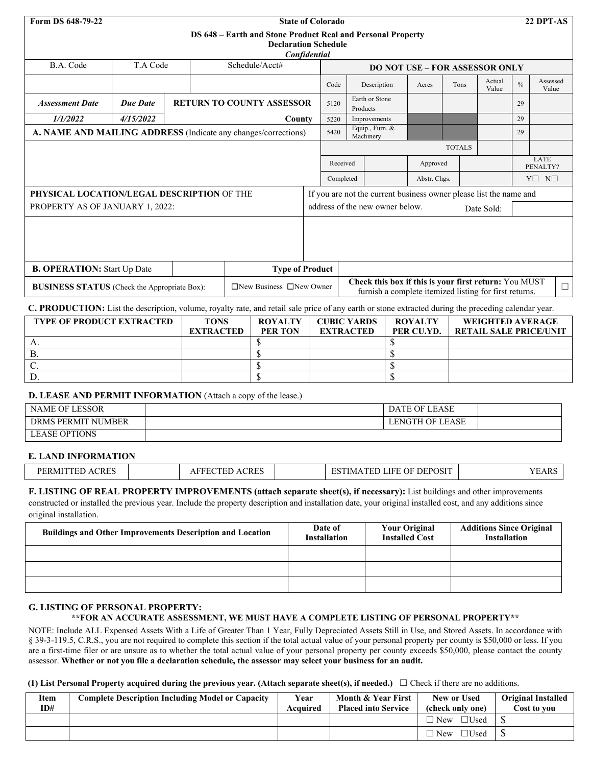| Form DS 648-79-22 | State of Colorado | 22 DPT-AS |
|---|---|---|

**DS 648 – Earth and Stone Product Real and Personal Property Declaration Schedule**

*Confidential*

| B.A. Code | T.A Code | Schedule/Acct# |
|---|---|---|
| | | |
| ***Assessment Date*** | ***Due Date*** | **RETURN TO COUNTY ASSESSOR** |
| ***1/1/2022*** | ***4/15/2022*** | **County** |

**DO NOT USE – FOR ASSESSOR ONLY**

| Code | Description | Acres | Tons | Actual Value | % | Assessed Value |
|---|---|---|---|---|---|---|
| 5120 | Earth or Stone Products | | | | 29 | |
| 5220 | Improvements | | | | 29 | |
| 5420 | Equip., Furn. & Machinery | | | | 29 | |
| | | | TOTALS | | | |

| Received | | Approved | | LATE PENALTY? |
|---|---|---|---|---|
| Completed | | Abstr. Chgs. | | Y☐ N☐ |

**A. NAME AND MAILING ADDRESS** (Indicate any changes/corrections)

**PHYSICAL LOCATION/LEGAL DESCRIPTION** OF THE PROPERTY AS OF JANUARY 1, 2022:

If you are not the current business owner please list the name and address of the new owner below. Date Sold:

| **B. OPERATION:** Start Up Date | | **Type of Product** | |
|---|---|---|---|
| **BUSINESS STATUS** (Check the Appropriate Box): | ☐New Business ☐New Owner | **Check this box if this is your first return:** You MUST furnish a complete itemized listing for first returns. | ☐ |

**C. PRODUCTION:** List the description, volume, royalty rate, and retail sale price of any earth or stone extracted during the preceding calendar year.

| TYPE OF PRODUCT EXTRACTED | TONS EXTRACTED | ROYALTY PER TON | CUBIC YARDS EXTRACTED | ROYALTY PER CU.YD. | WEIGHTED AVERAGE RETAIL SALE PRICE/UNIT |
|---|---|---|---|---|---|
| A. | | $ | | $ | |
| B. | | $ | | $ | |
| C. | | $ | | $ | |
| D. | | $ | | $ | |

**D. LEASE AND PERMIT INFORMATION** (Attach a copy of the lease.)

| NAME OF LESSOR | | DATE OF LEASE | |
|---|---|---|---|
| DRMS PERMIT NUMBER | | LENGTH OF LEASE | |
| LEASE OPTIONS | | | |

**E. LAND INFORMATION**

| PERMITTED ACRES | | AFFECTED ACRES | | ESTIMATED LIFE OF DEPOSIT | YEARS |
|---|---|---|---|---|---|

**F. LISTING OF REAL PROPERTY IMPROVEMENTS (attach separate sheet(s), if necessary):** List buildings and other improvements constructed or installed the previous year. Include the property description and installation date, your original installed cost, and any additions since original installation.

| Buildings and Other Improvements Description and Location | Date of Installation | Your Original Installed Cost | Additions Since Original Installation |
|---|---|---|---|
| | | | |
| | | | |
| | | | |

**G. LISTING OF PERSONAL PROPERTY:**

****FOR AN ACCURATE ASSESSMENT, WE MUST HAVE A COMPLETE LISTING OF PERSONAL PROPERTY****

NOTE: Include ALL Expensed Assets With a Life of Greater Than 1 Year, Fully Depreciated Assets Still in Use, and Stored Assets. In accordance with § 39-3-119.5, C.R.S., you are not required to complete this section if the total actual value of your personal property per county is $50,000 or less. If you are a first-time filer or are unsure as to whether the total actual value of your personal property per county exceeds $50,000, please contact the county assessor. **Whether or not you file a declaration schedule, the assessor may select your business for an audit.**

**(1) List Personal Property acquired during the previous year. (Attach separate sheet(s), if needed.)** ☐ Check if there are no additions.

| Item ID# | Complete Description Including Model or Capacity | Year Acquired | Month & Year First Placed into Service | New or Used (check only one) | Original Installed Cost to you |
|---|---|---|---|---|---|
| | | | | ☐ New ☐Used | $ |
| | | | | ☐ New ☐Used | $ |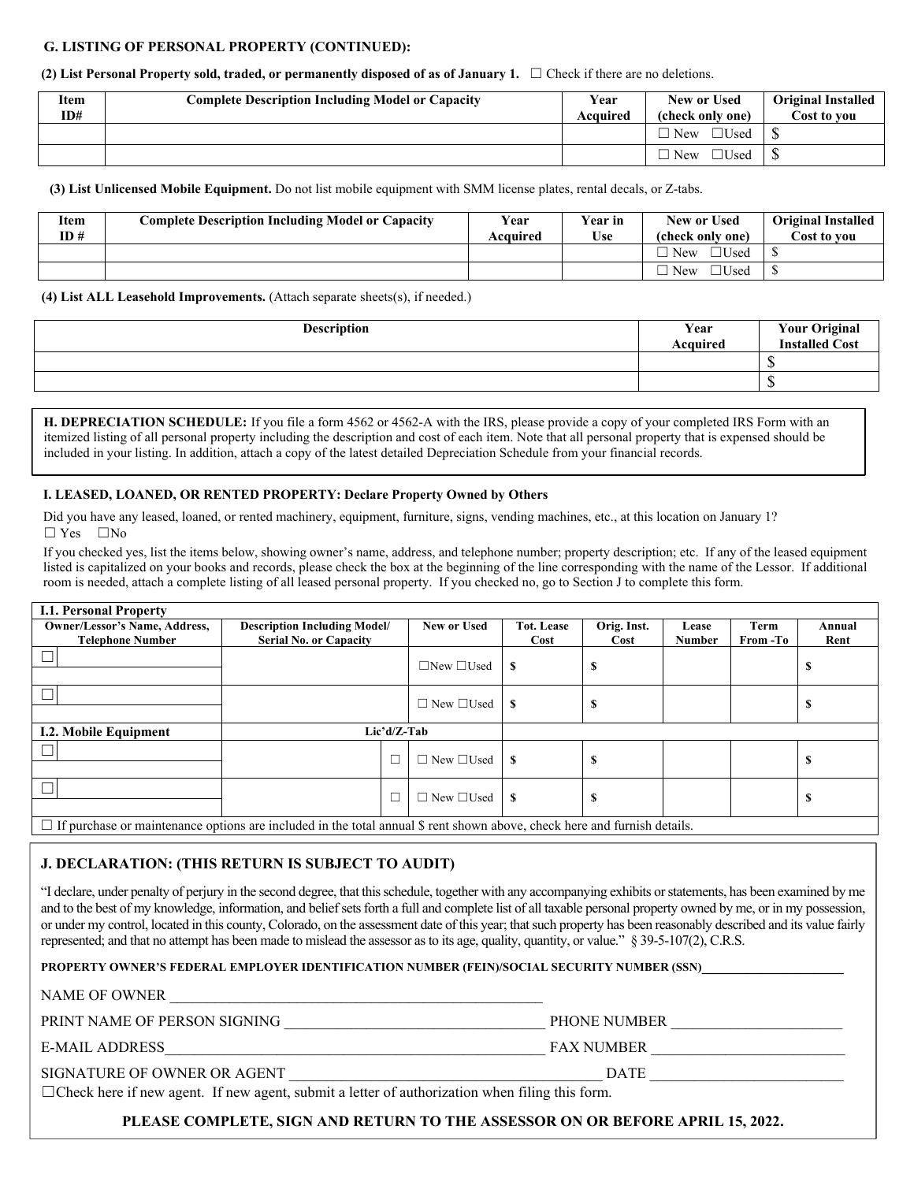### G. LISTING OF PERSONAL PROPERTY (CONTINUED):

**(2) List Personal Property sold, traded, or permanently disposed of as of January 1.** ☐ Check if there are no deletions.

| Item ID# | Complete Description Including Model or Capacity | Year Acquired | New or Used (check only one) | Original Installed Cost to you |
|---|---|---|---|---|
| | | | ☐ New ☐Used | $ |
| | | | ☐ New ☐Used | $ |

**(3) List Unlicensed Mobile Equipment.** Do not list mobile equipment with SMM license plates, rental decals, or Z-tabs.

| Item ID # | Complete Description Including Model or Capacity | Year Acquired | Year in Use | New or Used (check only one) | Original Installed Cost to you |
|---|---|---|---|---|---|
| | | | | ☐ New ☐Used | $ |
| | | | | ☐ New ☐Used | $ |

**(4) List ALL Leasehold Improvements.** (Attach separate sheets(s), if needed.)

| Description | Year Acquired | Your Original Installed Cost |
|---|---|---|
| | | $ |
| | | $ |

**H. DEPRECIATION SCHEDULE:** If you file a form 4562 or 4562-A with the IRS, please provide a copy of your completed IRS Form with an itemized listing of all personal property including the description and cost of each item. Note that all personal property that is expensed should be included in your listing. In addition, attach a copy of the latest detailed Depreciation Schedule from your financial records.

### I. LEASED, LOANED, OR RENTED PROPERTY: Declare Property Owned by Others

Did you have any leased, loaned, or rented machinery, equipment, furniture, signs, vending machines, etc., at this location on January 1?
☐ Yes ☐No

If you checked yes, list the items below, showing owner's name, address, and telephone number; property description; etc. If any of the leased equipment listed is capitalized on your books and records, please check the box at the beginning of the line corresponding with the name of the Lessor. If additional room is needed, attach a complete listing of all leased personal property. If you checked no, go to Section J to complete this form.

| **I.1. Personal Property** | | | | | | | | | |
|---|---|---|---|---|---|---|---|---|---|
| **Owner/Lessor's Name, Address, Telephone Number** | **Description Including Model/ Serial No. or Capacity** | | **New or Used** | **Tot. Lease Cost** | **Orig. Inst. Cost** | **Lease Number** | **Term From -To** | **Annual Rent** |
| ☐ | | | ☐New ☐Used | $ | $ | | | $ |
| ☐ | | | ☐ New ☐Used | $ | $ | | | $ |
| **I.2. Mobile Equipment** | **Lic'd/Z-Tab** | | | | | | | |
| ☐ | | ☐ | ☐ New ☐Used | $ | $ | | | $ |
| ☐ | | ☐ | ☐ New ☐Used | $ | $ | | | $ |

☐ If purchase or maintenance options are included in the total annual $ rent shown above, check here and furnish details.

### J. DECLARATION: (THIS RETURN IS SUBJECT TO AUDIT)

"I declare, under penalty of perjury in the second degree, that this schedule, together with any accompanying exhibits or statements, has been examined by me and to the best of my knowledge, information, and belief sets forth a full and complete list of all taxable personal property owned by me, or in my possession, or under my control, located in this county, Colorado, on the assessment date of this year; that such property has been reasonably described and its value fairly represented; and that no attempt has been made to mislead the assessor as to its age, quality, quantity, or value." § 39-5-107(2), C.R.S.

**PROPERTY OWNER'S FEDERAL EMPLOYER IDENTIFICATION NUMBER (FEIN)/SOCIAL SECURITY NUMBER (SSN)**______________________

NAME OF OWNER ______________________________________________

PRINT NAME OF PERSON SIGNING ________________________________ PHONE NUMBER ______________________

E-MAIL ADDRESS______________________________________________ FAX NUMBER _________________________

SIGNATURE OF OWNER OR AGENT ______________________________________ DATE _________________________

☐Check here if new agent. If new agent, submit a letter of authorization when filing this form.

**PLEASE COMPLETE, SIGN AND RETURN TO THE ASSESSOR ON OR BEFORE APRIL 15, 2022.**